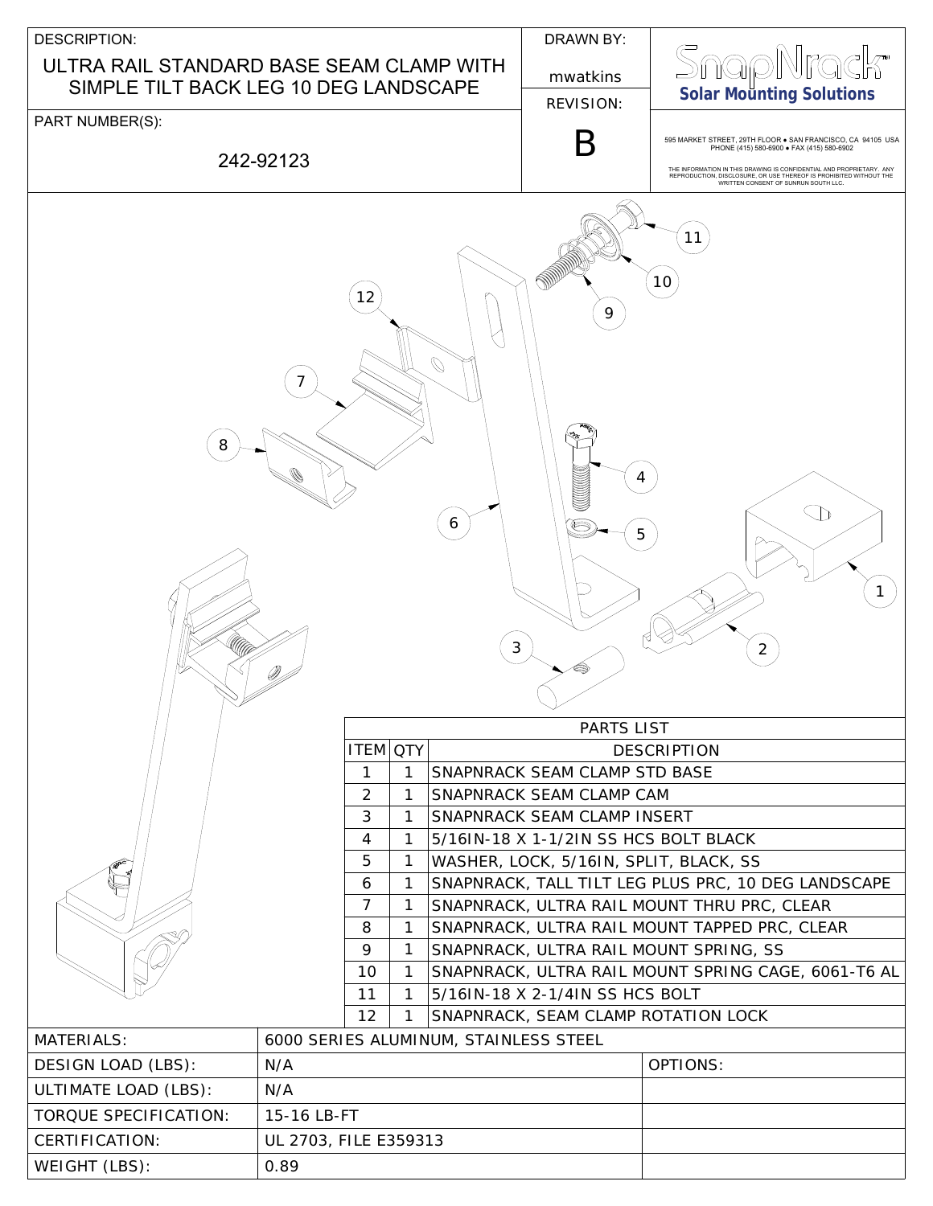| DESCRIPTION: | DRAWN BY: |
|---|---|
| ULTRA RAIL STANDARD BASE SEAM CLAMP WITH SIMPLE TILT BACK LEG 10 DEG LANDSCAPE | mwatkins |
| PART NUMBER(S): | REVISION: |
| 242-92123 | B |

**SnapNrack™ Solar Mounting Solutions**

595 MARKET STREET, 29TH FLOOR • SAN FRANCISCO, CA 94105 USA
PHONE (415) 580-6900 • FAX (415) 580-6902

THE INFORMATION IN THIS DRAWING IS CONFIDENTIAL AND PROPRIETARY. ANY REPRODUCTION, DISCLOSURE, OR USE THEREOF IS PROHIBITED WITHOUT THE WRITTEN CONSENT OF SUNRUN SOUTH LLC.

**PARTS LIST**

| ITEM | QTY | DESCRIPTION |
|---|---|---|
| 1 | 1 | SNAPNRACK SEAM CLAMP STD BASE |
| 2 | 1 | SNAPNRACK SEAM CLAMP CAM |
| 3 | 1 | SNAPNRACK SEAM CLAMP INSERT |
| 4 | 1 | 5/16IN-18 X 1-1/2IN SS HCS BOLT BLACK |
| 5 | 1 | WASHER, LOCK, 5/16IN, SPLIT, BLACK, SS |
| 6 | 1 | SNAPNRACK, TALL TILT LEG PLUS PRC, 10 DEG LANDSCAPE |
| 7 | 1 | SNAPNRACK, ULTRA RAIL MOUNT THRU PRC, CLEAR |
| 8 | 1 | SNAPNRACK, ULTRA RAIL MOUNT TAPPED PRC, CLEAR |
| 9 | 1 | SNAPNRACK, ULTRA RAIL MOUNT SPRING, SS |
| 10 | 1 | SNAPNRACK, ULTRA RAIL MOUNT SPRING CAGE, 6061-T6 AL |
| 11 | 1 | 5/16IN-18 X 2-1/4IN SS HCS BOLT |
| 12 | 1 | SNAPNRACK, SEAM CLAMP ROTATION LOCK |

| | | |
|---|---|---|
| MATERIALS: | 6000 SERIES ALUMINUM, STAINLESS STEEL | |
| DESIGN LOAD (LBS): | N/A | OPTIONS: |
| ULTIMATE LOAD (LBS): | N/A | |
| TORQUE SPECIFICATION: | 15-16 LB-FT | |
| CERTIFICATION: | UL 2703, FILE E359313 | |
| WEIGHT (LBS): | 0.89 | |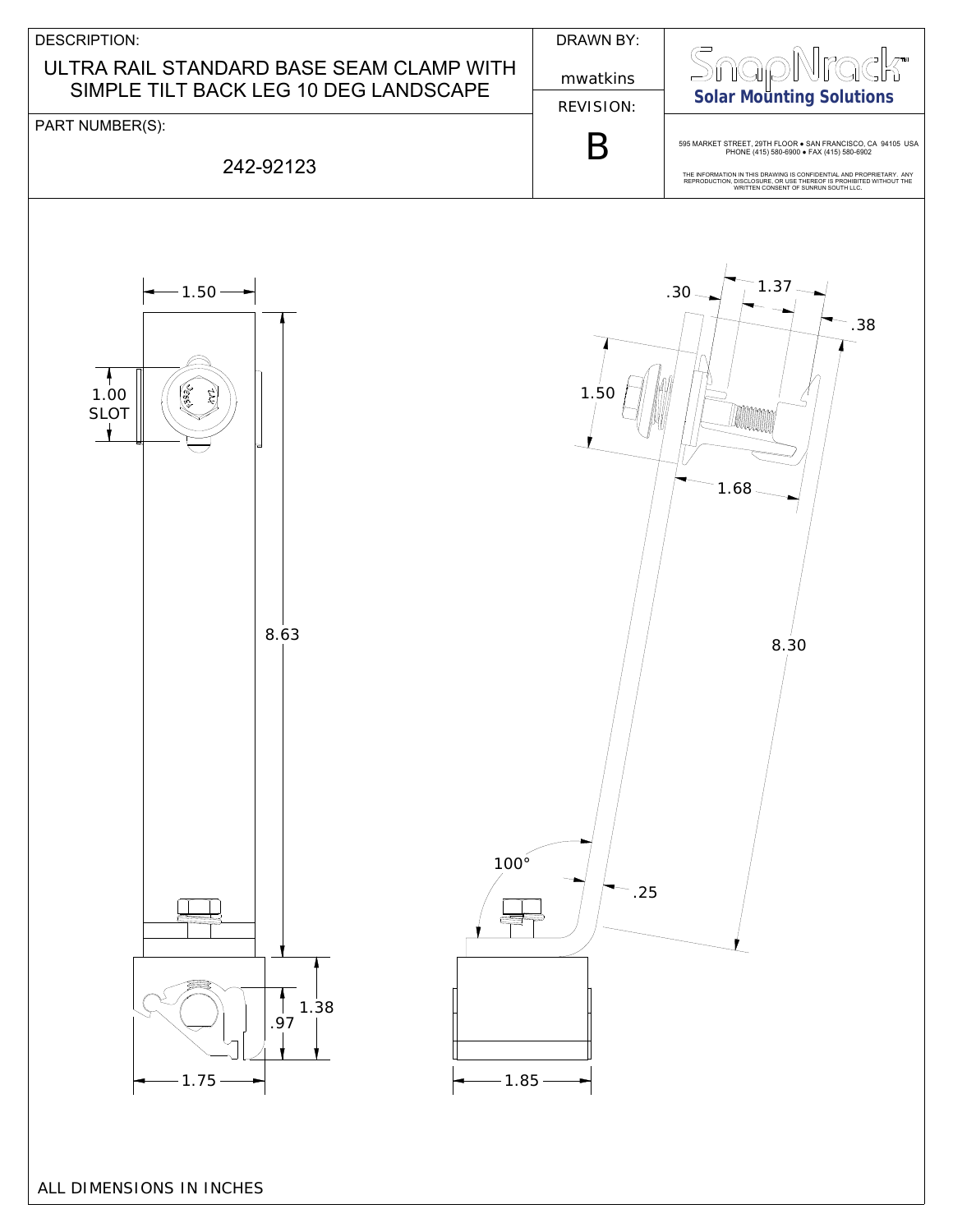DESCRIPTION:

ULTRA RAIL STANDARD BASE SEAM CLAMP WITH SIMPLE TILT BACK LEG 10 DEG LANDSCAPE

DRAWN BY: mwatkins

REVISION: B

PART NUMBER(S): 242-92123

SnapNrack
Solar Mounting Solutions

595 MARKET STREET, 29TH FLOOR • SAN FRANCISCO, CA 94105 USA
PHONE (415) 580-6900 • FAX (415) 580-6902

THE INFORMATION IN THIS DRAWING IS CONFIDENTIAL AND PROPRIETARY. ANY REPRODUCTION, DISCLOSURE, OR USE THEREOF IS PROHIBITED WITHOUT THE WRITTEN CONSENT OF SUNRUN SOUTH LLC.

1.50

1.00
SLOT

8.63

1.38

.97

1.75

.30

1.37

.38

1.50

1.68

8.30

100°

.25

1.85

ALL DIMENSIONS IN INCHES